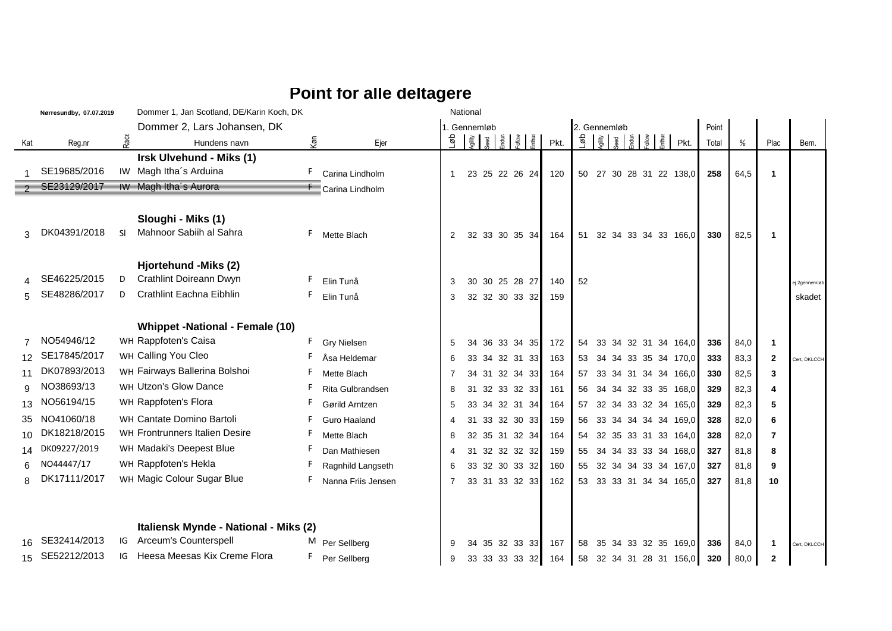# Point for alle deltagere

**Nørresundby, 07.07.2019** — Dommer 1, Jan Scotland, DE/Karin Koch, DK — National

Dommer 2, Lars Johansen, DK

| Kat | Reg.nr | Race | Hundens navn | Køn | Ejer | 1. Gennemløb Løb | Agility | Speed | Endur. | Follow | Enthus | Pkt. | 2. Gennemløb Løb | Agility | Speed | Endur. | Follow | Enthus | Pkt. | Point Total | % | Plac | Bem. |
|---|---|---|---|---|---|---|---|---|---|---|---|---|---|---|---|---|---|---|---|---|---|---|---|
| | | | **Irsk Ulvehund - Miks (1)** | | | | | | | | | | | | | | | | | | | | |
| 1 | SE19685/2016 | IW | Magh Itha´s Arduina | F | Carina Lindholm | 1 | 23 | 25 | 22 | 26 | 24 | 120 | 50 | 27 | 30 | 28 | 31 | 22 | 138,0 | 258 | 64,5 | 1 | |
| ~~2~~ | ~~SE23129/2017~~ | ~~IW~~ | ~~Magh Itha´s Aurora~~ | ~~F~~ | Carina Lindholm | | | | | | | | | | | | | | | | | | |
| | | | **Sloughi - Miks (1)** | | | | | | | | | | | | | | | | | | | | |
| 3 | DK04391/2018 | Sl | Mahnoor Sabiih al Sahra | F | Mette Blach | 2 | 32 | 33 | 30 | 35 | 34 | 164 | 51 | 32 | 34 | 33 | 34 | 33 | 166,0 | 330 | 82,5 | 1 | |
| | | | **Hjortehund -Miks (2)** | | | | | | | | | | | | | | | | | | | | |
| 4 | SE46225/2015 | D | Crathlint Doireann Dwyn | F | Elin Tunå | 3 | 30 | 30 | 25 | 28 | 27 | 140 | 52 | | | | | | | | | | ej 2gennemløb |
| 5 | SE48286/2017 | D | Crathlint Eachna Eibhlin | F | Elin Tunå | 3 | 32 | 32 | 30 | 33 | 32 | 159 | | | | | | | | | | | skadet |
| | | | **Whippet -National - Female (10)** | | | | | | | | | | | | | | | | | | | | |
| 7 | NO54946/12 | WH | Rappfoten's Caisa | F | Gry Nielsen | 5 | 34 | 36 | 33 | 34 | 35 | 172 | 54 | 33 | 34 | 32 | 31 | 34 | 164,0 | 336 | 84,0 | 1 | |
| 12 | SE17845/2017 | WH | Calling You Cleo | F | Åsa Heldemar | 6 | 33 | 34 | 32 | 31 | 33 | 163 | 53 | 34 | 34 | 33 | 35 | 34 | 170,0 | 333 | 83,3 | 2 | Cert, DKLCCH |
| 11 | DK07893/2013 | WH | Fairways Ballerina Bolshoi | F | Mette Blach | 7 | 34 | 31 | 32 | 34 | 33 | 164 | 57 | 33 | 34 | 31 | 34 | 34 | 166,0 | 330 | 82,5 | 3 | |
| 9 | NO38693/13 | WH | Utzon's Glow Dance | F | Rita Gulbrandsen | 8 | 31 | 32 | 33 | 32 | 33 | 161 | 56 | 34 | 34 | 32 | 33 | 35 | 168,0 | 329 | 82,3 | 4 | |
| 13 | NO56194/15 | WH | Rappfoten's Flora | F | Gørild Arntzen | 5 | 33 | 34 | 32 | 31 | 34 | 164 | 57 | 32 | 34 | 33 | 32 | 34 | 165,0 | 329 | 82,3 | 5 | |
| 35 | NO41060/18 | WH | Cantate Domino Bartoli | F | Guro Haaland | 4 | 31 | 33 | 32 | 30 | 33 | 159 | 56 | 33 | 34 | 34 | 34 | 34 | 169,0 | 328 | 82,0 | 6 | |
| 10 | DK18218/2015 | WH | Frontrunners Italien Desire | F | Mette Blach | 8 | 32 | 35 | 31 | 32 | 34 | 164 | 54 | 32 | 35 | 33 | 31 | 33 | 164,0 | 328 | 82,0 | 7 | |
| 14 | DK09227/2019 | WH | Madaki's Deepest Blue | F | Dan Mathiesen | 4 | 31 | 32 | 32 | 32 | 32 | 159 | 55 | 34 | 34 | 33 | 33 | 34 | 168,0 | 327 | 81,8 | 8 | |
| 6 | NO44447/17 | WH | Rappfoten's Hekla | F | Ragnhild Langseth | 6 | 33 | 32 | 30 | 33 | 32 | 160 | 55 | 32 | 34 | 34 | 33 | 34 | 167,0 | 327 | 81,8 | 9 | |
| 8 | DK17111/2017 | WH | Magic Colour Sugar Blue | F | Nanna Friis Jensen | 7 | 33 | 31 | 33 | 32 | 33 | 162 | 53 | 33 | 33 | 31 | 34 | 34 | 165,0 | 327 | 81,8 | 10 | |
| | | | **Italiensk Mynde - National - Miks (2)** | | | | | | | | | | | | | | | | | | | | |
| 16 | SE32414/2013 | IG | Arceum's Counterspell | M | Per Sellberg | 9 | 34 | 35 | 32 | 33 | 33 | 167 | 58 | 35 | 34 | 33 | 32 | 35 | 169,0 | 336 | 84,0 | 1 | Cert, DKLCCH |
| 15 | SE52212/2013 | IG | Heesa Meesas Kix Creme Flora | F | Per Sellberg | 9 | 33 | 33 | 33 | 33 | 32 | 164 | 58 | 32 | 34 | 31 | 28 | 31 | 156,0 | 320 | 80,0 | 2 | |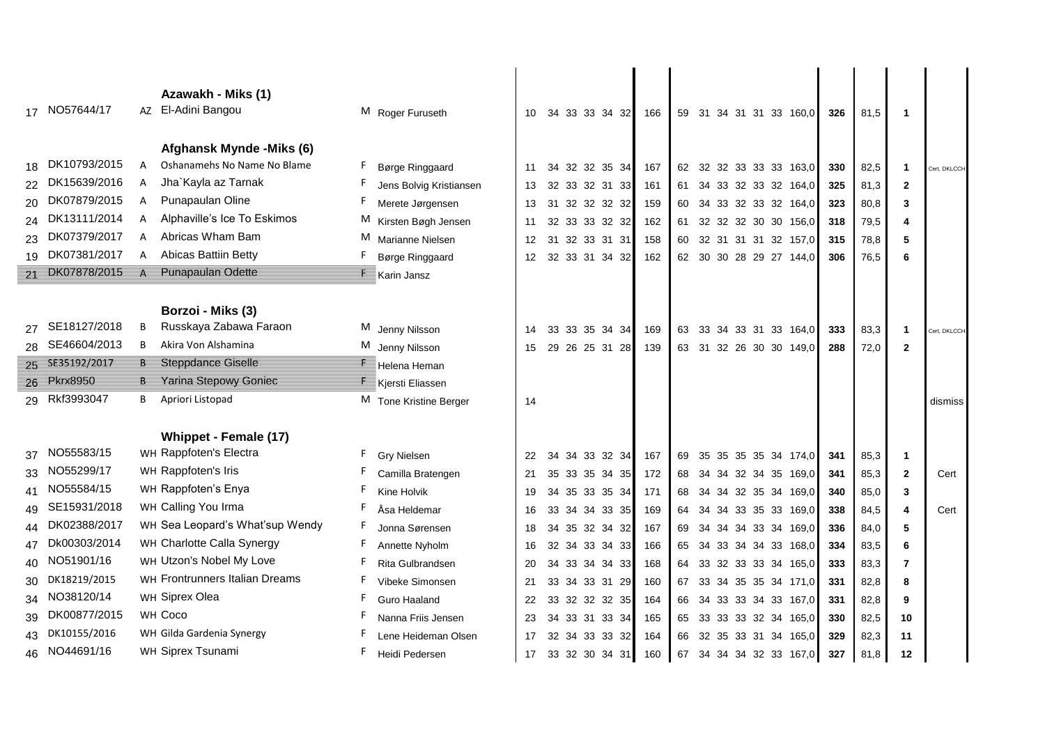| No. | Reg. no. | Breed | Name | Sex | Owner | | | | | | | Sum | | | | | | | Sum | Total | % | Place | |
|---|---|---|---|---|---|---|---|---|---|---|---|---|---|---|---|---|---|---|---|---|---|---|---|
| | | | **Azawakh - Miks (1)** | | | | | | | | | | | | | | | | | | | | |
| 17 | NO57644/17 | AZ | El-Adini Bangou | M | Roger Furuseth | 10 | 34 | 33 | 33 | 34 | 32 | 166 | 59 | 31 | 34 | 31 | 31 | 33 | 160,0 | **326** | 81,5 | **1** | |
| | | | **Afghansk Mynde -Miks (6)** | | | | | | | | | | | | | | | | | | | | |
| 18 | DK10793/2015 | A | Oshanamehs No Name No Blame | F | Børge Ringgaard | 11 | 34 | 32 | 32 | 35 | 34 | 167 | 62 | 32 | 32 | 33 | 33 | 33 | 163,0 | **330** | 82,5 | **1** | Cert, DKLCCH |
| 22 | DK15639/2016 | A | Jha`Kayla az Tarnak | F | Jens Bolvig Kristiansen | 13 | 32 | 33 | 32 | 31 | 33 | 161 | 61 | 34 | 33 | 32 | 33 | 32 | 164,0 | **325** | 81,3 | **2** | |
| 20 | DK07879/2015 | A | Punapaulan Oline | F | Merete Jørgensen | 13 | 31 | 32 | 32 | 32 | 32 | 159 | 60 | 34 | 33 | 32 | 33 | 32 | 164,0 | **323** | 80,8 | **3** | |
| 24 | DK13111/2014 | A | Alphaville's Ice To Eskimos | M | Kirsten Bøgh Jensen | 11 | 32 | 33 | 33 | 32 | 32 | 162 | 61 | 32 | 32 | 32 | 30 | 30 | 156,0 | **318** | 79,5 | **4** | |
| 23 | DK07379/2017 | A | Abricas Wham Bam | M | Marianne Nielsen | 12 | 31 | 32 | 33 | 31 | 31 | 158 | 60 | 32 | 31 | 31 | 31 | 32 | 157,0 | **315** | 78,8 | **5** | |
| 19 | DK07381/2017 | A | Abicas Battiin Betty | F | Børge Ringgaard | 12 | 32 | 33 | 31 | 34 | 32 | 162 | 62 | 30 | 30 | 28 | 29 | 27 | 144,0 | **306** | 76,5 | **6** | |
| ~~21~~ | ~~DK07878/2015~~ | ~~A~~ | ~~Punapaulan Odette~~ | ~~F~~ | Karin Jansz | | | | | | | | | | | | | | | | | | |
| | | | **Borzoi - Miks (3)** | | | | | | | | | | | | | | | | | | | | |
| 27 | SE18127/2018 | B | Russkaya Zabawa Faraon | M | Jenny Nilsson | 14 | 33 | 33 | 35 | 34 | 34 | 169 | 63 | 33 | 34 | 33 | 31 | 33 | 164,0 | **333** | 83,3 | **1** | Cert, DKLCCH |
| 28 | SE46604/2013 | B | Akira Von Alshamina | M | Jenny Nilsson | 15 | 29 | 26 | 25 | 31 | 28 | 139 | 63 | 31 | 32 | 26 | 30 | 30 | 149,0 | **288** | 72,0 | **2** | |
| ~~25~~ | ~~SE35192/2017~~ | ~~B~~ | ~~Steppdance Giselle~~ | ~~F~~ | Helena Heman | | | | | | | | | | | | | | | | | | |
| ~~26~~ | ~~Pkrx8950~~ | ~~B~~ | ~~Yarina Stepowy Goniec~~ | ~~F~~ | Kjersti Eliassen | | | | | | | | | | | | | | | | | | |
| 29 | Rkf3993047 | B | Apriori Listopad | M | Tone Kristine Berger | 14 | | | | | | | | | | | | | | | | | dismiss |
| | | | **Whippet - Female (17)** | | | | | | | | | | | | | | | | | | | | |
| 37 | NO55583/15 | WH | Rappfoten's Electra | F | Gry Nielsen | 22 | 34 | 34 | 33 | 32 | 34 | 167 | 69 | 35 | 35 | 35 | 35 | 34 | 174,0 | **341** | 85,3 | **1** | |
| 33 | NO55299/17 | WH | Rappfoten's Iris | F | Camilla Bratengen | 21 | 35 | 33 | 35 | 34 | 35 | 172 | 68 | 34 | 34 | 32 | 34 | 35 | 169,0 | **341** | 85,3 | **2** | Cert |
| 41 | NO55584/15 | WH | Rappfoten's Enya | F | Kine Holvik | 19 | 34 | 35 | 33 | 35 | 34 | 171 | 68 | 34 | 34 | 32 | 35 | 34 | 169,0 | **340** | 85,0 | **3** | |
| 49 | SE15931/2018 | WH | Calling You Irma | F | Åsa Heldemar | 16 | 33 | 34 | 34 | 33 | 35 | 169 | 64 | 34 | 34 | 33 | 35 | 33 | 169,0 | **338** | 84,5 | **4** | Cert |
| 44 | DK02388/2017 | WH | Sea Leopard's What'sup Wendy | F | Jonna Sørensen | 18 | 34 | 35 | 32 | 34 | 32 | 167 | 69 | 34 | 34 | 34 | 33 | 34 | 169,0 | **336** | 84,0 | **5** | |
| 47 | Dk00303/2014 | WH | Charlotte Calla Synergy | F | Annette Nyholm | 16 | 32 | 34 | 33 | 34 | 33 | 166 | 65 | 34 | 33 | 34 | 34 | 33 | 168,0 | **334** | 83,5 | **6** | |
| 40 | NO51901/16 | WH | Utzon's Nobel My Love | F | Rita Gulbrandsen | 20 | 34 | 33 | 34 | 34 | 33 | 168 | 64 | 33 | 32 | 33 | 33 | 34 | 165,0 | **333** | 83,3 | **7** | |
| 30 | DK18219/2015 | WH | Frontrunners Italian Dreams | F | Vibeke Simonsen | 21 | 33 | 34 | 33 | 31 | 29 | 160 | 67 | 33 | 34 | 35 | 35 | 34 | 171,0 | **331** | 82,8 | **8** | |
| 34 | NO38120/14 | WH | Siprex Olea | F | Guro Haaland | 22 | 33 | 32 | 32 | 32 | 35 | 164 | 66 | 34 | 33 | 33 | 34 | 33 | 167,0 | **331** | 82,8 | **9** | |
| 39 | DK00877/2015 | WH | Coco | F | Nanna Friis Jensen | 23 | 34 | 33 | 31 | 33 | 34 | 165 | 65 | 33 | 33 | 33 | 32 | 34 | 165,0 | **330** | 82,5 | **10** | |
| 43 | DK10155/2016 | WH | Gilda Gardenia Synergy | F | Lene Heideman Olsen | 17 | 32 | 34 | 33 | 33 | 32 | 164 | 66 | 32 | 35 | 33 | 31 | 34 | 165,0 | **329** | 82,3 | **11** | |
| 46 | NO44691/16 | WH | Siprex Tsunami | F | Heidi Pedersen | 17 | 33 | 32 | 30 | 34 | 31 | 160 | 67 | 34 | 34 | 34 | 32 | 33 | 167,0 | **327** | 81,8 | **12** | |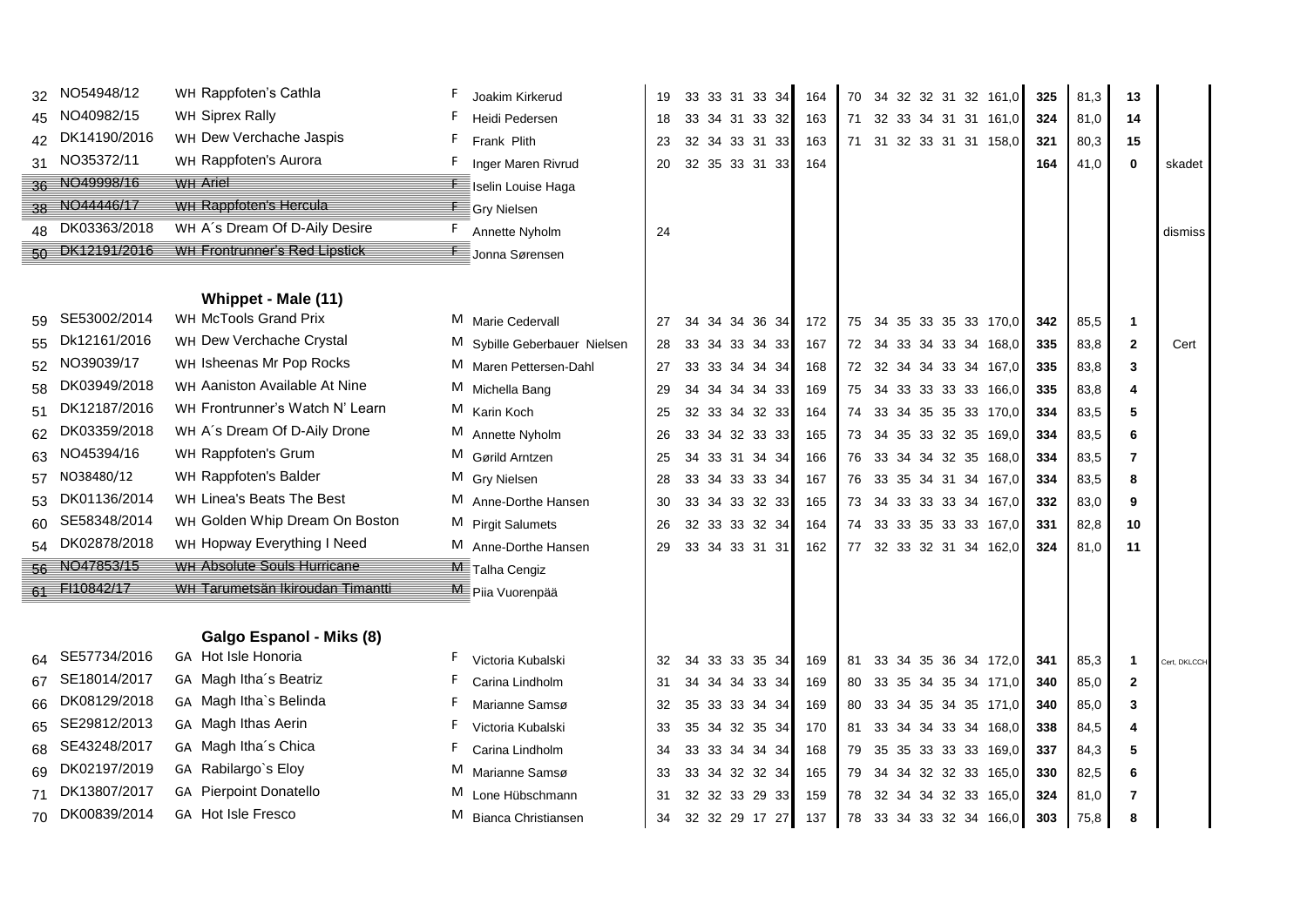| No. | Reg. no. | | Name | Sex | Handler | | | | | | | | | | | | | | | | | Total | % | Place | Remark |
|---|---|---|---|---|---|---|---|---|---|---|---|---|---|---|---|---|---|---|---|---|---|---|---|---|---|
| 32 | NO54948/12 | WH | Rappfoten's Cathla | F | Joakim Kirkerud | 19 | 33 | 33 | 31 | 33 | 34 | 164 | 70 | 34 | 32 | 32 | 31 | 32 | 161,0 | 325 | 81,3 | 13 | |
| 45 | NO40982/15 | WH | Siprex Rally | F | Heidi Pedersen | 18 | 33 | 34 | 31 | 33 | 32 | 163 | 71 | 32 | 33 | 34 | 31 | 31 | 161,0 | 324 | 81,0 | 14 | |
| 42 | DK14190/2016 | WH | Dew Verchache Jaspis | F | Frank Plith | 23 | 32 | 34 | 33 | 31 | 33 | 163 | 71 | 31 | 32 | 33 | 31 | 31 | 158,0 | 321 | 80,3 | 15 | |
| 31 | NO35372/11 | WH | Rappfoten's Aurora | F | Inger Maren Rivrud | 20 | 32 | 35 | 33 | 31 | 33 | 164 | | | | | | | | 164 | 41,0 | 0 | skadet |
| ~~36~~ | ~~NO49998/16~~ | ~~WH~~ | ~~Ariel~~ | ~~F~~ | Iselin Louise Haga | | | | | | | | | | | | | | | | | | |
| ~~38~~ | ~~NO44446/17~~ | ~~WH~~ | ~~Rappfoten's Hercula~~ | ~~F~~ | Gry Nielsen | | | | | | | | | | | | | | | | | | |
| 48 | DK03363/2018 | WH | A´s Dream Of D-Aily Desire | F | Annette Nyholm | 24 | | | | | | | | | | | | | | | | | dismiss |
| ~~50~~ | ~~DK12191/2016~~ | ~~WH~~ | ~~Frontrunner's Red Lipstick~~ | ~~F~~ | Jonna Sørensen | | | | | | | | | | | | | | | | | | |
| | | | **Whippet - Male (11)** | | | | | | | | | | | | | | | | | | | | |
| 59 | SE53002/2014 | WH | McTools Grand Prix | M | Marie Cedervall | 27 | 34 | 34 | 34 | 36 | 34 | 172 | 75 | 34 | 35 | 33 | 35 | 33 | 170,0 | 342 | 85,5 | 1 | |
| 55 | Dk12161/2016 | WH | Dew Verchache Crystal | M | Sybille Geberbauer Nielsen | 28 | 33 | 34 | 33 | 34 | 33 | 167 | 72 | 34 | 33 | 34 | 33 | 34 | 168,0 | 335 | 83,8 | 2 | Cert |
| 52 | NO39039/17 | WH | Isheenas Mr Pop Rocks | M | Maren Pettersen-Dahl | 27 | 33 | 33 | 34 | 34 | 34 | 168 | 72 | 32 | 34 | 34 | 33 | 34 | 167,0 | 335 | 83,8 | 3 | |
| 58 | DK03949/2018 | WH | Aaniston Available At Nine | M | Michella Bang | 29 | 34 | 34 | 34 | 34 | 33 | 169 | 75 | 34 | 33 | 33 | 33 | 33 | 166,0 | 335 | 83,8 | 4 | |
| 51 | DK12187/2016 | WH | Frontrunner's Watch N' Learn | M | Karin Koch | 25 | 32 | 33 | 34 | 32 | 33 | 164 | 74 | 33 | 34 | 35 | 35 | 33 | 170,0 | 334 | 83,5 | 5 | |
| 62 | DK03359/2018 | WH | A´s Dream Of D-Aily Drone | M | Annette Nyholm | 26 | 33 | 34 | 32 | 33 | 33 | 165 | 73 | 34 | 35 | 33 | 32 | 35 | 169,0 | 334 | 83,5 | 6 | |
| 63 | NO45394/16 | WH | Rappfoten's Grum | M | Gørild Arntzen | 25 | 34 | 33 | 31 | 34 | 34 | 166 | 76 | 33 | 34 | 34 | 32 | 35 | 168,0 | 334 | 83,5 | 7 | |
| 57 | NO38480/12 | WH | Rappfoten's Balder | M | Gry Nielsen | 28 | 33 | 34 | 33 | 33 | 34 | 167 | 76 | 33 | 35 | 34 | 31 | 34 | 167,0 | 334 | 83,5 | 8 | |
| 53 | DK01136/2014 | WH | Linea's Beats The Best | M | Anne-Dorthe Hansen | 30 | 33 | 34 | 33 | 32 | 33 | 165 | 73 | 34 | 33 | 33 | 33 | 34 | 167,0 | 332 | 83,0 | 9 | |
| 60 | SE58348/2014 | WH | Golden Whip Dream On Boston | M | Pirgit Salumets | 26 | 32 | 33 | 33 | 32 | 34 | 164 | 74 | 33 | 33 | 35 | 33 | 33 | 167,0 | 331 | 82,8 | 10 | |
| 54 | DK02878/2018 | WH | Hopway Everything I Need | M | Anne-Dorthe Hansen | 29 | 33 | 34 | 33 | 31 | 31 | 162 | 77 | 32 | 33 | 32 | 31 | 34 | 162,0 | 324 | 81,0 | 11 | |
| ~~56~~ | ~~NO47853/15~~ | ~~WH~~ | ~~Absolute Souls Hurricane~~ | ~~M~~ | Talha Cengiz | | | | | | | | | | | | | | | | | | |
| ~~61~~ | ~~FI10842/17~~ | ~~WH~~ | ~~Tarumetsän Ikiroudan Timantti~~ | ~~M~~ | Piia Vuorenpää | | | | | | | | | | | | | | | | | | |
| | | | **Galgo Espanol - Miks (8)** | | | | | | | | | | | | | | | | | | | | |
| 64 | SE57734/2016 | GA | Hot Isle Honoria | F | Victoria Kubalski | 32 | 34 | 33 | 33 | 35 | 34 | 169 | 81 | 33 | 34 | 35 | 36 | 34 | 172,0 | 341 | 85,3 | 1 | Cert, DKLCCH |
| 67 | SE18014/2017 | GA | Magh Itha´s Beatriz | F | Carina Lindholm | 31 | 34 | 34 | 34 | 33 | 34 | 169 | 80 | 33 | 35 | 34 | 35 | 34 | 171,0 | 340 | 85,0 | 2 | |
| 66 | DK08129/2018 | GA | Magh Itha`s Belinda | F | Marianne Samsø | 32 | 35 | 33 | 33 | 34 | 34 | 169 | 80 | 33 | 34 | 35 | 34 | 35 | 171,0 | 340 | 85,0 | 3 | |
| 65 | SE29812/2013 | GA | Magh Ithas Aerin | F | Victoria Kubalski | 33 | 35 | 34 | 32 | 35 | 34 | 170 | 81 | 33 | 34 | 34 | 33 | 34 | 168,0 | 338 | 84,5 | 4 | |
| 68 | SE43248/2017 | GA | Magh Itha´s Chica | F | Carina Lindholm | 34 | 33 | 33 | 34 | 34 | 34 | 168 | 79 | 35 | 35 | 33 | 33 | 33 | 169,0 | 337 | 84,3 | 5 | |
| 69 | DK02197/2019 | GA | Rabilargo`s Eloy | M | Marianne Samsø | 33 | 33 | 34 | 32 | 32 | 34 | 165 | 79 | 34 | 34 | 32 | 32 | 33 | 165,0 | 330 | 82,5 | 6 | |
| 71 | DK13807/2017 | GA | Pierpoint Donatello | M | Lone Hübschmann | 31 | 32 | 32 | 33 | 29 | 33 | 159 | 78 | 32 | 34 | 34 | 32 | 33 | 165,0 | 324 | 81,0 | 7 | |
| 70 | DK00839/2014 | GA | Hot Isle Fresco | M | Bianca Christiansen | 34 | 32 | 32 | 29 | 17 | 27 | 137 | 78 | 33 | 34 | 33 | 32 | 34 | 166,0 | 303 | 75,8 | 8 | |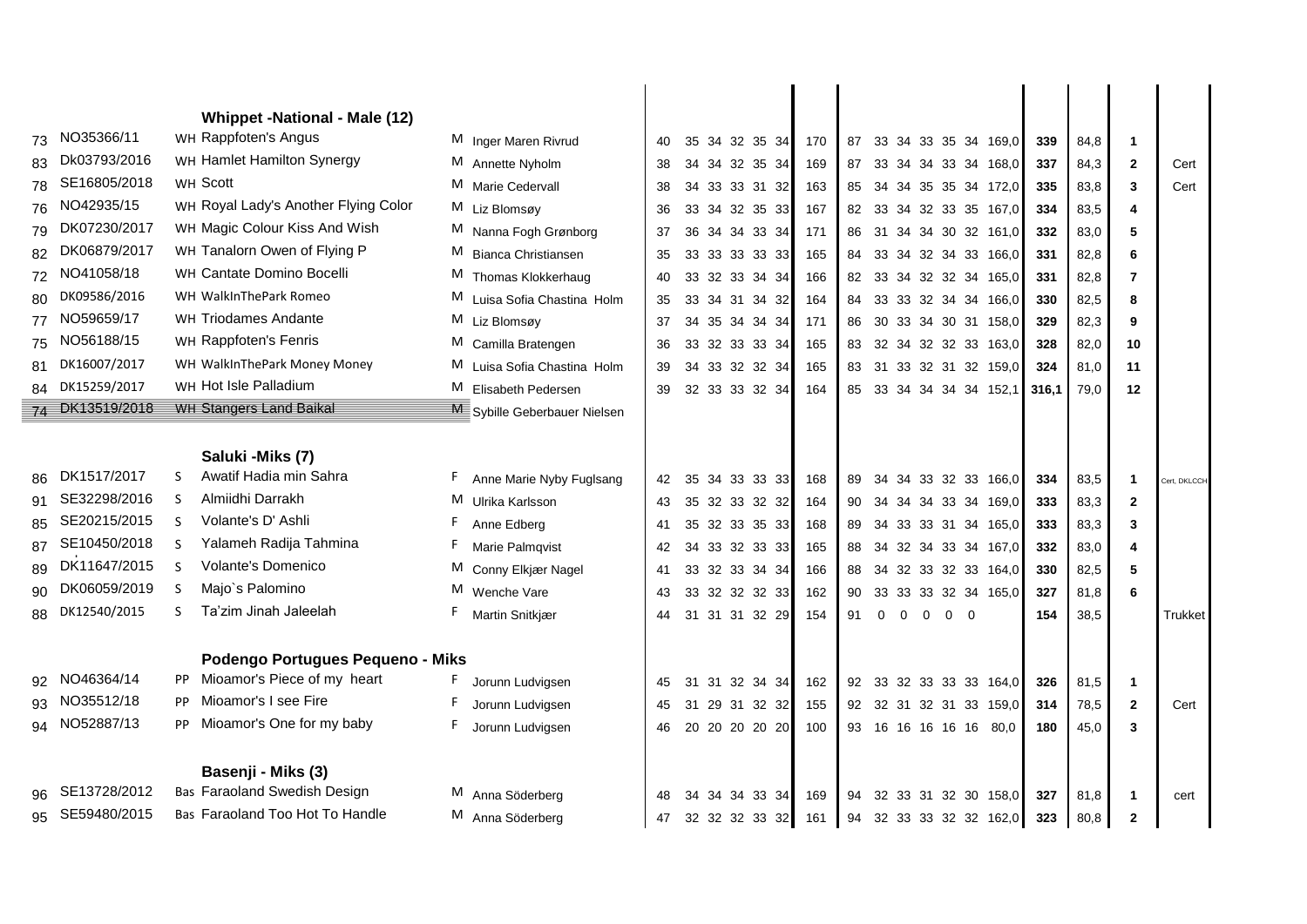### Whippet -National - Male (12)

| | | | | | | | | | | | | | | | | | | | | | | | | |
|---|---|---|---|---|---|---|---|---|---|---|---|---|---|---|---|---|---|---|---|---|---|---|---|---|
| 73 | NO35366/11 | WH | Rappfoten's Angus | M | Inger Maren Rivrud | 40 | 35 | 34 | 32 | 35 | 34 | 170 | 87 | 33 | 34 | 33 | 35 | 34 | 169,0 | 339 | 84,8 | 1 | |
| 83 | Dk03793/2016 | WH | Hamlet Hamilton Synergy | M | Annette Nyholm | 38 | 34 | 34 | 32 | 35 | 34 | 169 | 87 | 33 | 34 | 34 | 33 | 34 | 168,0 | 337 | 84,3 | 2 | Cert |
| 78 | SE16805/2018 | WH | Scott | M | Marie Cedervall | 38 | 34 | 33 | 33 | 31 | 32 | 163 | 85 | 34 | 34 | 35 | 35 | 34 | 172,0 | 335 | 83,8 | 3 | Cert |
| 76 | NO42935/15 | WH | Royal Lady's Another Flying Color | M | Liz Blomsøy | 36 | 33 | 34 | 32 | 35 | 33 | 167 | 82 | 33 | 34 | 32 | 33 | 35 | 167,0 | 334 | 83,5 | 4 | |
| 79 | DK07230/2017 | WH | Magic Colour Kiss And Wish | M | Nanna Fogh Grønborg | 37 | 36 | 34 | 34 | 33 | 34 | 171 | 86 | 31 | 34 | 34 | 30 | 32 | 161,0 | 332 | 83,0 | 5 | |
| 82 | DK06879/2017 | WH | Tanalorn Owen of Flying P | M | Bianca Christiansen | 35 | 33 | 33 | 33 | 33 | 33 | 165 | 84 | 33 | 34 | 32 | 34 | 33 | 166,0 | 331 | 82,8 | 6 | |
| 72 | NO41058/18 | WH | Cantate Domino Bocelli | M | Thomas Klokkerhaug | 40 | 33 | 32 | 33 | 34 | 34 | 166 | 82 | 33 | 34 | 32 | 32 | 34 | 165,0 | 331 | 82,8 | 7 | |
| 80 | DK09586/2016 | WH | WalkInThePark Romeo | M | Luisa Sofia Chastina Holm | 35 | 33 | 34 | 31 | 34 | 32 | 164 | 84 | 33 | 33 | 32 | 34 | 34 | 166,0 | 330 | 82,5 | 8 | |
| 77 | NO59659/17 | WH | Triodames Andante | M | Liz Blomsøy | 37 | 34 | 35 | 34 | 34 | 34 | 171 | 86 | 30 | 33 | 34 | 30 | 31 | 158,0 | 329 | 82,3 | 9 | |
| 75 | NO56188/15 | WH | Rappfoten's Fenris | M | Camilla Bratengen | 36 | 33 | 32 | 33 | 33 | 34 | 165 | 83 | 32 | 34 | 32 | 32 | 33 | 163,0 | 328 | 82,0 | 10 | |
| 81 | DK16007/2017 | WH | WalkInThePark Money Money | M | Luisa Sofia Chastina Holm | 39 | 34 | 33 | 32 | 32 | 34 | 165 | 83 | 31 | 33 | 32 | 31 | 32 | 159,0 | 324 | 81,0 | 11 | |
| 84 | DK15259/2017 | WH | Hot Isle Palladium | M | Elisabeth Pedersen | 39 | 32 | 33 | 33 | 32 | 34 | 164 | 85 | 33 | 34 | 34 | 34 | 34 | 152,1 | 316,1 | 79,0 | 12 | |
| ~~74~~ | ~~DK13519/2018~~ | ~~WH~~ | ~~Stangers Land Baikal~~ | ~~M~~ | Sybille Geberbauer Nielsen | | | | | | | | | | | | | | | | | | |

### Saluki -Miks (7)

| | | | | | | | | | | | | | | | | | | | | | | | |
|---|---|---|---|---|---|---|---|---|---|---|---|---|---|---|---|---|---|---|---|---|---|---|---|
| 86 | DK1517/2017 | S | Awatif Hadia min Sahra | F | Anne Marie Nyby Fuglsang | 42 | 35 | 34 | 33 | 33 | 33 | 168 | 89 | 34 | 34 | 33 | 32 | 33 | 166,0 | 334 | 83,5 | 1 | Cert, DKLCCH |
| 91 | SE32298/2016 | S | Almiidhi Darrakh | M | Ulrika Karlsson | 43 | 35 | 32 | 33 | 32 | 32 | 164 | 90 | 34 | 34 | 34 | 33 | 34 | 169,0 | 333 | 83,3 | 2 | |
| 85 | SE20215/2015 | S | Volante's D' Ashli | F | Anne Edberg | 41 | 35 | 32 | 33 | 35 | 33 | 168 | 89 | 34 | 33 | 33 | 31 | 34 | 165,0 | 333 | 83,3 | 3 | |
| 87 | SE10450/2018 | S | Yalameh Radija Tahmina | F | Marie Palmqvist | 42 | 34 | 33 | 32 | 33 | 33 | 165 | 88 | 34 | 32 | 34 | 33 | 34 | 167,0 | 332 | 83,0 | 4 | |
| 89 | DK11647/2015 | S | Volante's Domenico | M | Conny Elkjær Nagel | 41 | 33 | 32 | 33 | 34 | 34 | 166 | 88 | 34 | 32 | 33 | 32 | 33 | 164,0 | 330 | 82,5 | 5 | |
| 90 | DK06059/2019 | S | Majo`s Palomino | M | Wenche Vare | 43 | 33 | 32 | 32 | 32 | 33 | 162 | 90 | 33 | 33 | 33 | 32 | 34 | 165,0 | 327 | 81,8 | 6 | |
| 88 | DK12540/2015 | S | Ta'zim Jinah Jaleelah | F | Martin Snitkjær | 44 | 31 | 31 | 31 | 32 | 29 | 154 | 91 | 0 | 0 | 0 | 0 | 0 | | 154 | 38,5 | | Trukket |

### Podengo Portugues Pequeno - Miks

| | | | | | | | | | | | | | | | | | | | | | | | |
|---|---|---|---|---|---|---|---|---|---|---|---|---|---|---|---|---|---|---|---|---|---|---|---|
| 92 | NO46364/14 | PP | Mioamor's Piece of my heart | F | Jorunn Ludvigsen | 45 | 31 | 31 | 32 | 34 | 34 | 162 | 92 | 33 | 32 | 33 | 33 | 33 | 164,0 | 326 | 81,5 | 1 | |
| 93 | NO35512/18 | PP | Mioamor's I see Fire | F | Jorunn Ludvigsen | 45 | 31 | 29 | 31 | 32 | 32 | 155 | 92 | 32 | 31 | 32 | 31 | 33 | 159,0 | 314 | 78,5 | 2 | Cert |
| 94 | NO52887/13 | PP | Mioamor's One for my baby | F | Jorunn Ludvigsen | 46 | 20 | 20 | 20 | 20 | 20 | 100 | 93 | 16 | 16 | 16 | 16 | 16 | 80,0 | 180 | 45,0 | 3 | |

### Basenji - Miks (3)

| | | | | | | | | | | | | | | | | | | | | | | | |
|---|---|---|---|---|---|---|---|---|---|---|---|---|---|---|---|---|---|---|---|---|---|---|---|
| 96 | SE13728/2012 | Bas | Faraoland Swedish Design | M | Anna Söderberg | 48 | 34 | 34 | 34 | 33 | 34 | 169 | 94 | 32 | 33 | 31 | 32 | 30 | 158,0 | 327 | 81,8 | 1 | cert |
| 95 | SE59480/2015 | Bas | Faraoland Too Hot To Handle | M | Anna Söderberg | 47 | 32 | 32 | 32 | 33 | 32 | 161 | 94 | 32 | 33 | 33 | 32 | 32 | 162,0 | 323 | 80,8 | 2 | |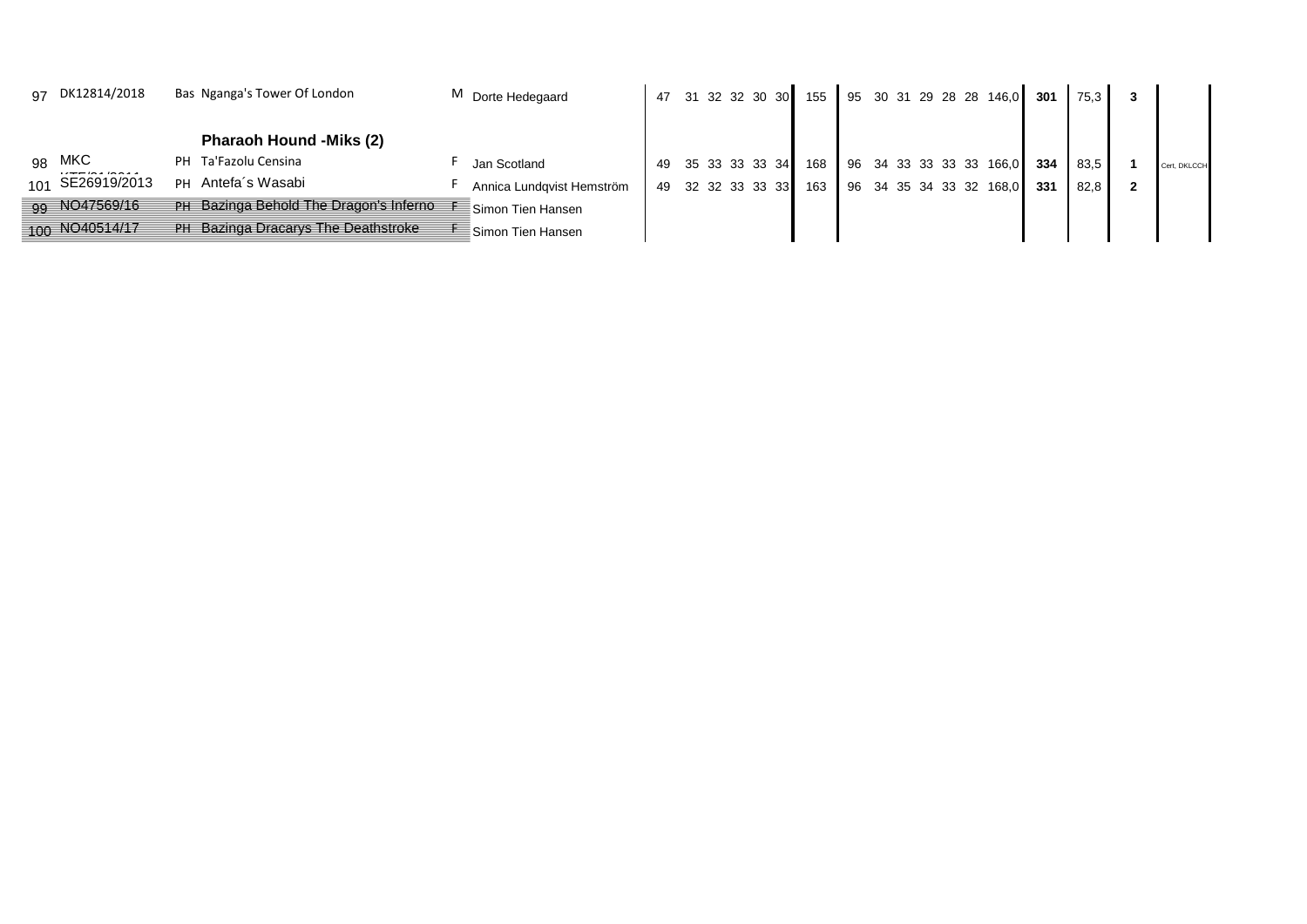| | | | | | | | | | | | | | | | | | | | | | | | | |
|---|---|---|---|---|---|---|---|---|---|---|---|---|---|---|---|---|---|---|---|---|---|---|---|---|
| 97 | DK12814/2018 | Bas | Nganga's Tower Of London | M | Dorte Hedegaard | 47 | 31 | 32 | 32 | 30 | 30 | 155 | 95 | 30 | 31 | 29 | 28 | 28 | 146,0 | 301 | 75,3 | 3 | |
| | | | **Pharaoh Hound -Miks (2)** | | | | | | | | | | | | | | | | | | | | |
| 98 | MKC | PH | Ta'Fazolu Censina | F | Jan Scotland | 49 | 35 | 33 | 33 | 33 | 34 | 168 | 96 | 34 | 33 | 33 | 33 | 33 | 166,0 | 334 | 83,5 | 1 | Cert, DKLCCH |
| 101 | SE26919/2013 | PH | Antefa´s Wasabi | F | Annica Lundqvist Hemström | 49 | 32 | 32 | 33 | 33 | 33 | 163 | 96 | 34 | 35 | 34 | 33 | 32 | 168,0 | 331 | 82,8 | 2 | |
| ~~99~~ | ~~NO47569/16~~ | ~~PH~~ | ~~Bazinga Behold The Dragon's Inferno~~ | ~~F~~ | Simon Tien Hansen | | | | | | | | | | | | | | | | | | |
| ~~100~~ | ~~NO40514/17~~ | ~~PH~~ | ~~Bazinga Dracarys The Deathstroke~~ | ~~F~~ | Simon Tien Hansen | | | | | | | | | | | | | | | | | | |